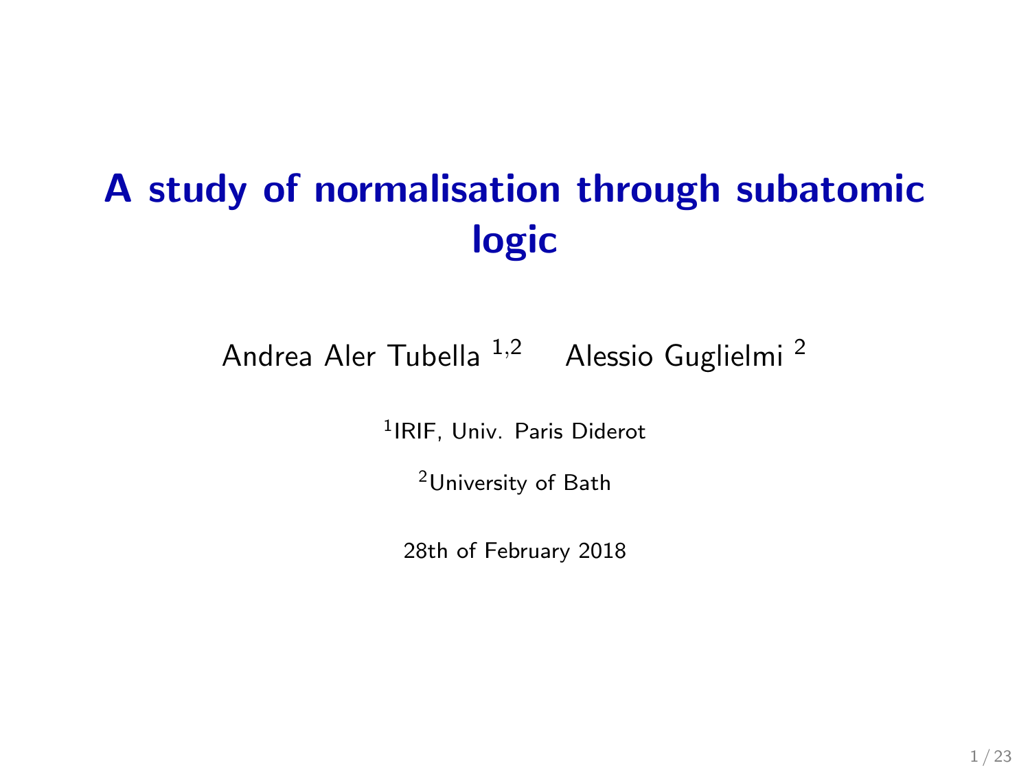# A study of normalisation through subatomic logic

Andrea Aler Tubella [1,2] Alessio Guglielmi [2]

[1]IRIF, Univ. Paris Diderot

[2]University of Bath

28th of February 2018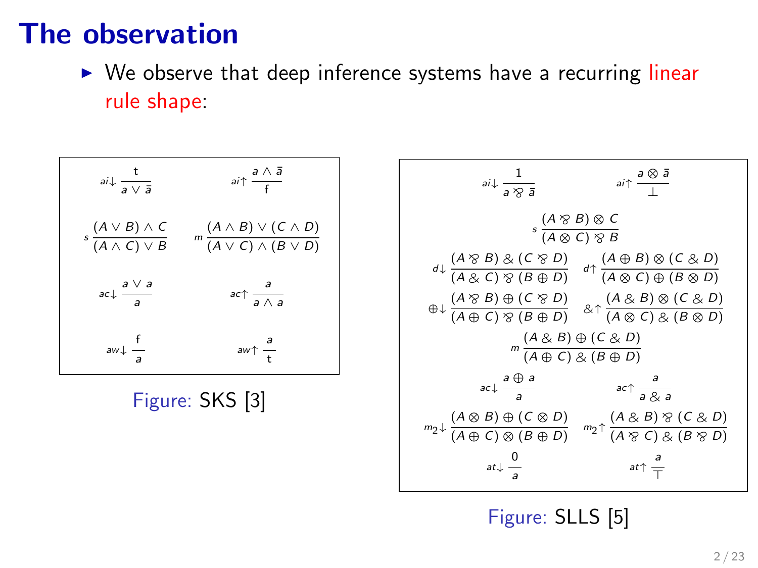# The observation

- We observe that deep inference systems have a recurring linear rule shape:

$$
ai{\downarrow}\,\frac{\mathsf{t}}{a \vee \bar{a}} \qquad ai{\uparrow}\,\frac{a \wedge \bar{a}}{\mathsf{f}}
$$

$$
s\,\frac{(A \vee B) \wedge C}{(A \wedge C) \vee B} \qquad m\,\frac{(A \wedge B) \vee (C \wedge D)}{(A \vee C) \wedge (B \vee D)}
$$

$$
ac{\downarrow}\,\frac{a \vee a}{a} \qquad ac{\uparrow}\,\frac{a}{a \wedge a}
$$

$$
aw{\downarrow}\,\frac{\mathsf{f}}{a} \qquad aw{\uparrow}\,\frac{a}{\mathsf{t}}
$$

Figure: SKS [3]

$$
ai{\downarrow}\,\frac{1}{a \parr \bar{a}} \qquad ai{\uparrow}\,\frac{a \otimes \bar{a}}{\bot}
$$

$$
s\,\frac{(A \parr B) \otimes C}{(A \otimes C) \parr B}
$$

$$
d{\downarrow}\,\frac{(A \parr B) \,\&\, (C \parr D)}{(A \,\&\, C) \parr (B \oplus D)} \qquad d{\uparrow}\,\frac{(A \oplus B) \otimes (C \,\&\, D)}{(A \otimes C) \oplus (B \otimes D)}
$$

$$
\oplus{\downarrow}\,\frac{(A \parr B) \oplus (C \parr D)}{(A \oplus C) \parr (B \oplus D)} \qquad \&{\uparrow}\,\frac{(A \,\&\, B) \otimes (C \,\&\, D)}{(A \otimes C) \,\&\, (B \otimes D)}
$$

$$
m\,\frac{(A \,\&\, B) \oplus (C \,\&\, D)}{(A \oplus C) \,\&\, (B \oplus D)}
$$

$$
ac{\downarrow}\,\frac{a \oplus a}{a} \qquad ac{\uparrow}\,\frac{a}{a \,\&\, a}
$$

$$
m_2{\downarrow}\,\frac{(A \otimes B) \oplus (C \otimes D)}{(A \oplus C) \otimes (B \oplus D)} \qquad m_2{\uparrow}\,\frac{(A \,\&\, B) \parr (C \,\&\, D)}{(A \parr C) \,\&\, (B \parr D)}
$$

$$
at{\downarrow}\,\frac{0}{a} \qquad at{\uparrow}\,\frac{a}{\top}
$$

Figure: SLLS [5]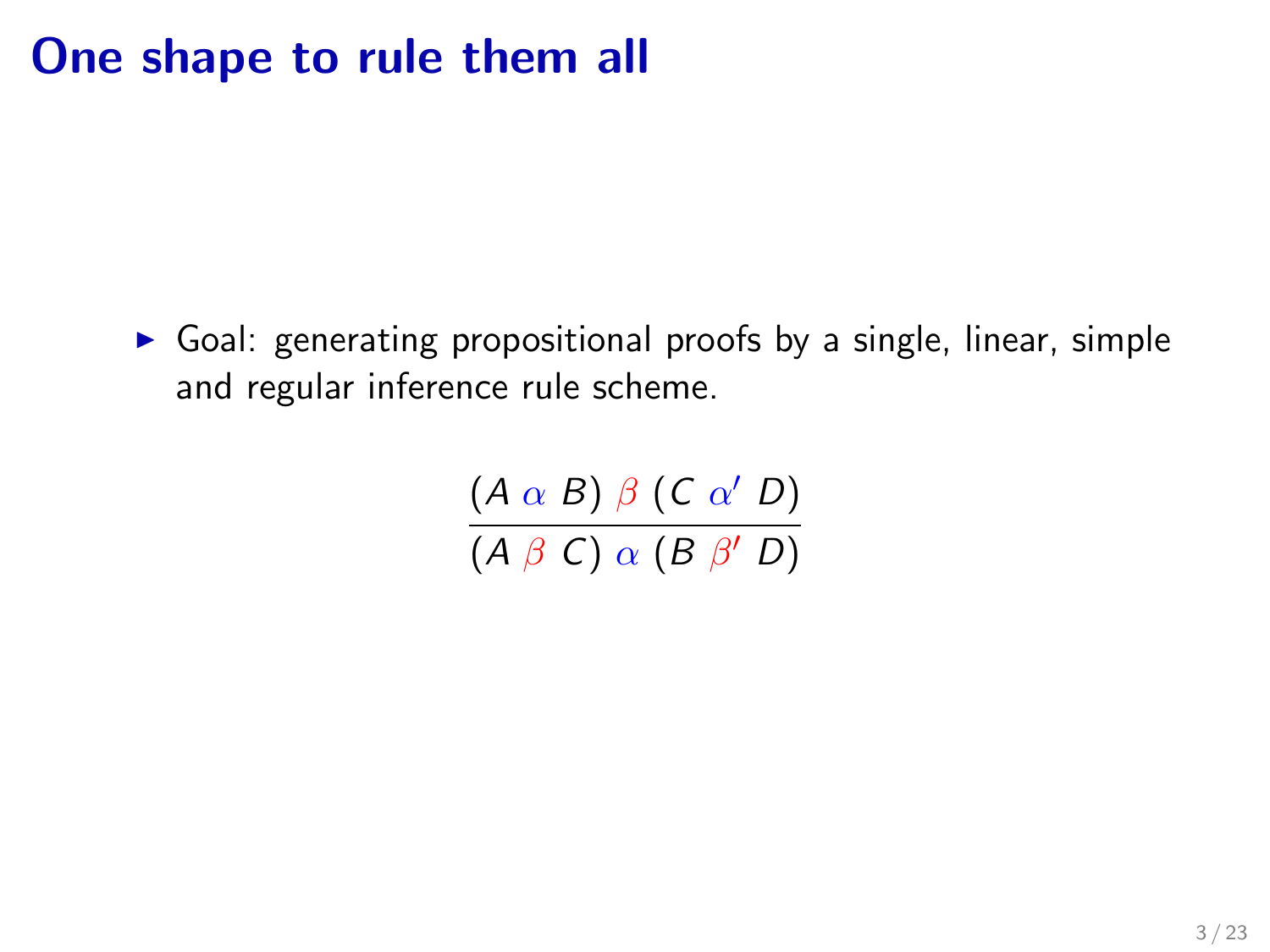# One shape to rule them all

- Goal: generating propositional proofs by a single, linear, simple and regular inference rule scheme.

$$\frac{(A \;\alpha\; B) \;\beta\; (C \;\alpha'\; D)}{(A \;\beta\; C) \;\alpha\; (B \;\beta'\; D)}$$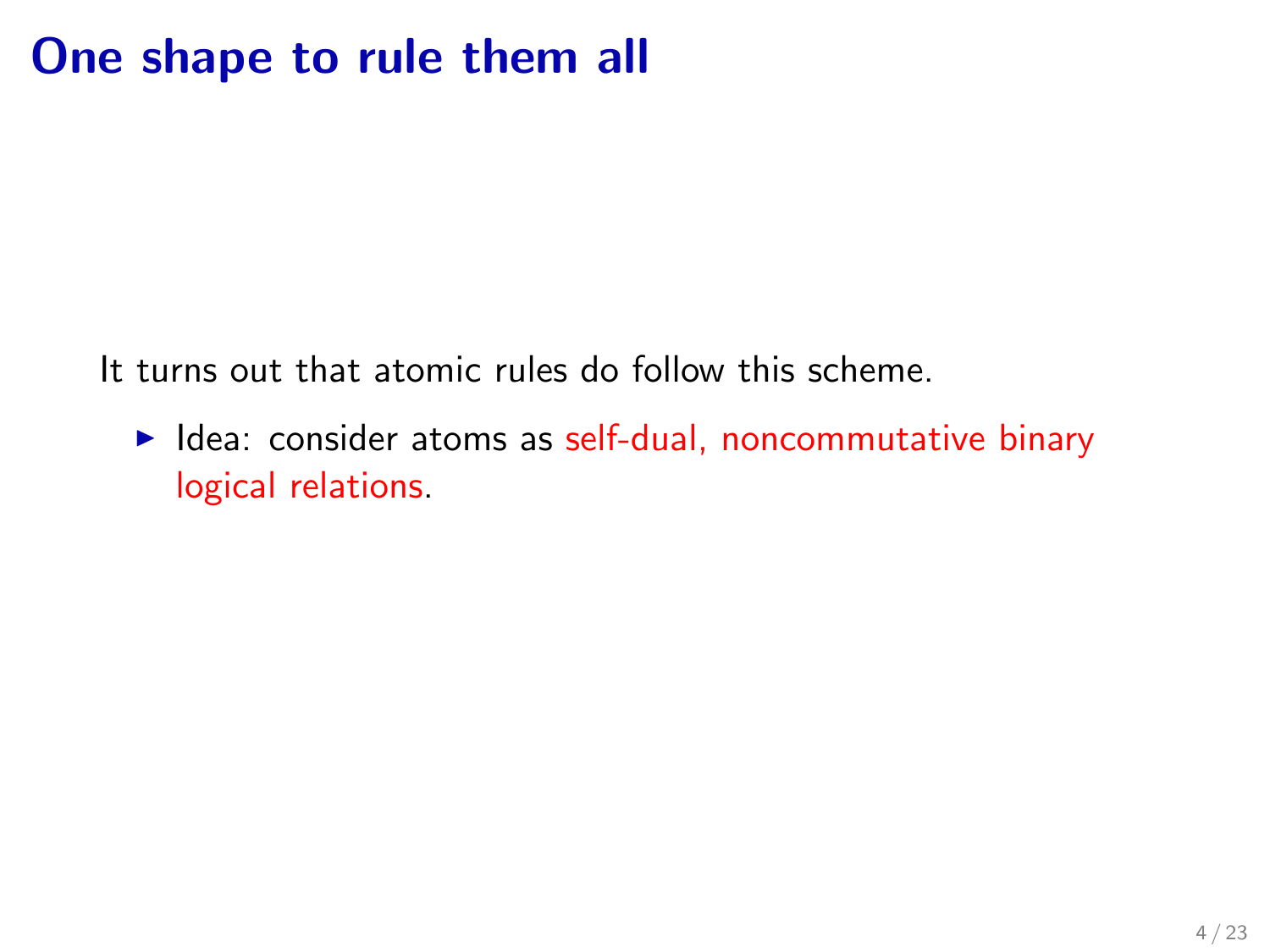# One shape to rule them all

It turns out that atomic rules do follow this scheme.

- Idea: consider atoms as self-dual, noncommutative binary logical relations.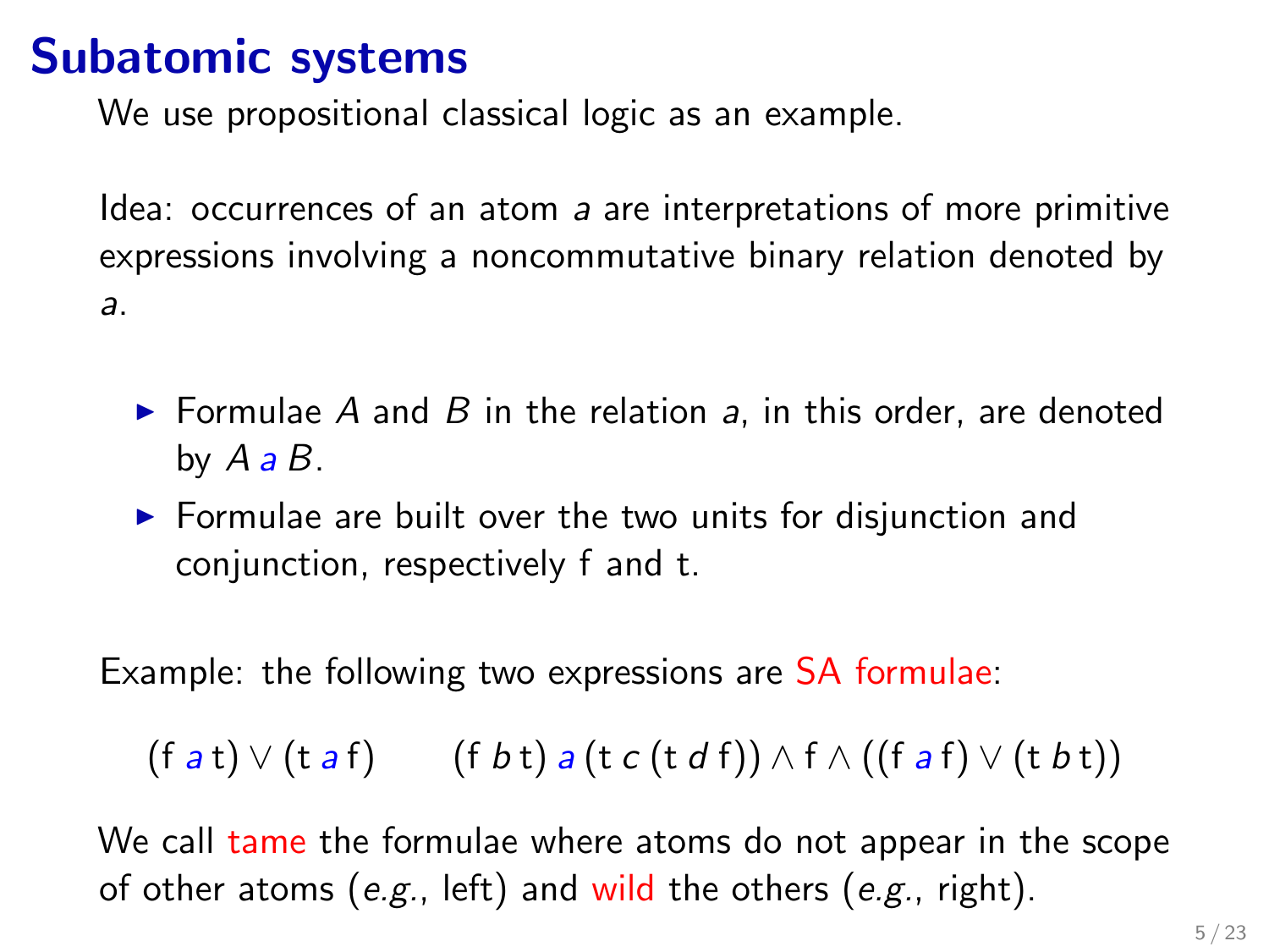# Subatomic systems

We use propositional classical logic as an example.

Idea: occurrences of an atom $a$ are interpretations of more primitive expressions involving a noncommutative binary relation denoted by $a$.

- Formulae $A$ and $B$ in the relation $a$, in this order, are denoted by $A \, a \, B$.
- Formulae are built over the two units for disjunction and conjunction, respectively $\mathsf{f}$ and $\mathsf{t}$.

Example: the following two expressions are SA formulae:

$$(\mathsf{f} \; a \; \mathsf{t}) \vee (\mathsf{t} \; a \; \mathsf{f}) \qquad (\mathsf{f} \; b \; \mathsf{t}) \; a \; (\mathsf{t} \; c \; (\mathsf{t} \; d \; \mathsf{f})) \wedge \mathsf{f} \wedge ((\mathsf{f} \; a \; \mathsf{f}) \vee (\mathsf{t} \; b \; \mathsf{t}))$$

We call tame the formulae where atoms do not appear in the scope of other atoms (*e.g.*, left) and wild the others (*e.g.*, right).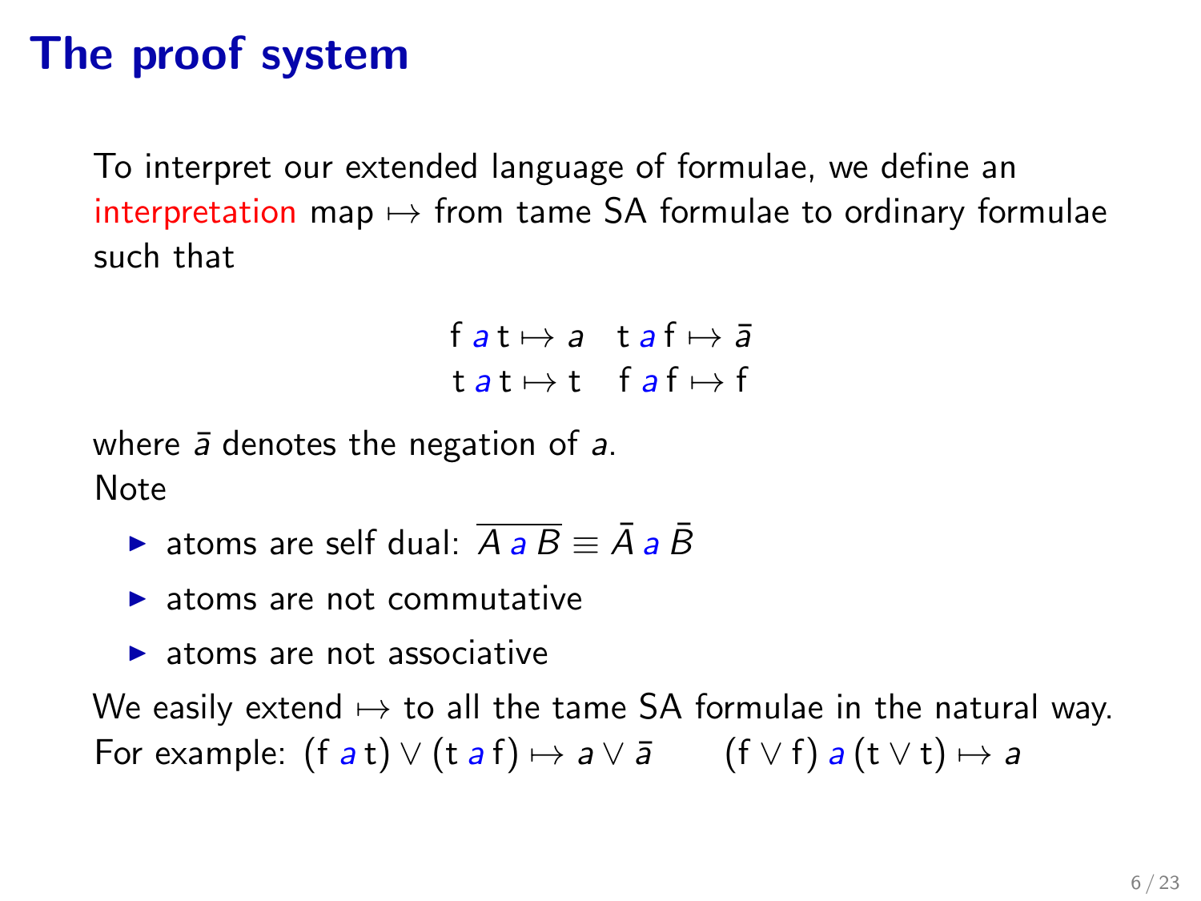# The proof system

To interpret our extended language of formulae, we define an interpretation map $\mapsto$ from tame SA formulae to ordinary formulae such that

$$\mathsf{f}\; a\; \mathsf{t} \mapsto a \quad \mathsf{t}\; a\; \mathsf{f} \mapsto \bar{a}$$
$$\mathsf{t}\; a\; \mathsf{t} \mapsto \mathsf{t} \quad \mathsf{f}\; a\; \mathsf{f} \mapsto \mathsf{f}$$

where $\bar{a}$ denotes the negation of $a$.

Note

- atoms are self dual: $\overline{A\; a\; B} \equiv \bar{A}\; a\; \bar{B}$
- atoms are not commutative
- atoms are not associative

We easily extend $\mapsto$ to all the tame SA formulae in the natural way.
For example: $(\mathsf{f}\; a\; \mathsf{t}) \vee (\mathsf{t}\; a\; \mathsf{f}) \mapsto a \vee \bar{a} \qquad (\mathsf{f} \vee \mathsf{f})\; a\; (\mathsf{t} \vee \mathsf{t}) \mapsto a$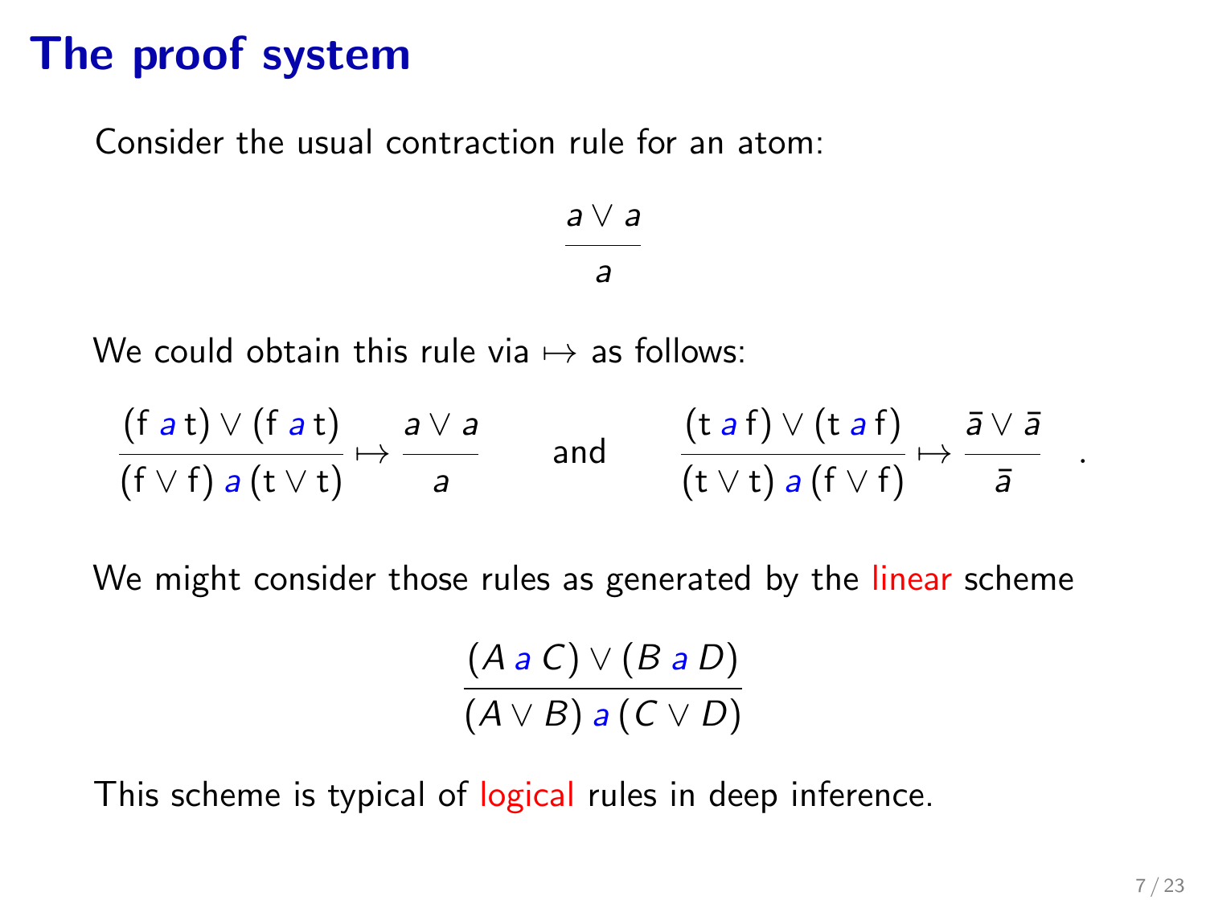# The proof system

Consider the usual contraction rule for an atom:

$$\frac{a \vee a}{a}$$

We could obtain this rule via $\mapsto$ as follows:

$$\frac{(\mathsf{f}\ a\ \mathsf{t}) \vee (\mathsf{f}\ a\ \mathsf{t})}{(\mathsf{f} \vee \mathsf{f})\ a\ (\mathsf{t} \vee \mathsf{t})} \mapsto \frac{a \vee a}{a} \qquad \text{and} \qquad \frac{(\mathsf{t}\ a\ \mathsf{f}) \vee (\mathsf{t}\ a\ \mathsf{f})}{(\mathsf{t} \vee \mathsf{t})\ a\ (\mathsf{f} \vee \mathsf{f})} \mapsto \frac{\bar{a} \vee \bar{a}}{\bar{a}} \quad .$$

We might consider those rules as generated by the linear scheme

$$\frac{(A\ a\ C) \vee (B\ a\ D)}{(A \vee B)\ a\ (C \vee D)}$$

This scheme is typical of logical rules in deep inference.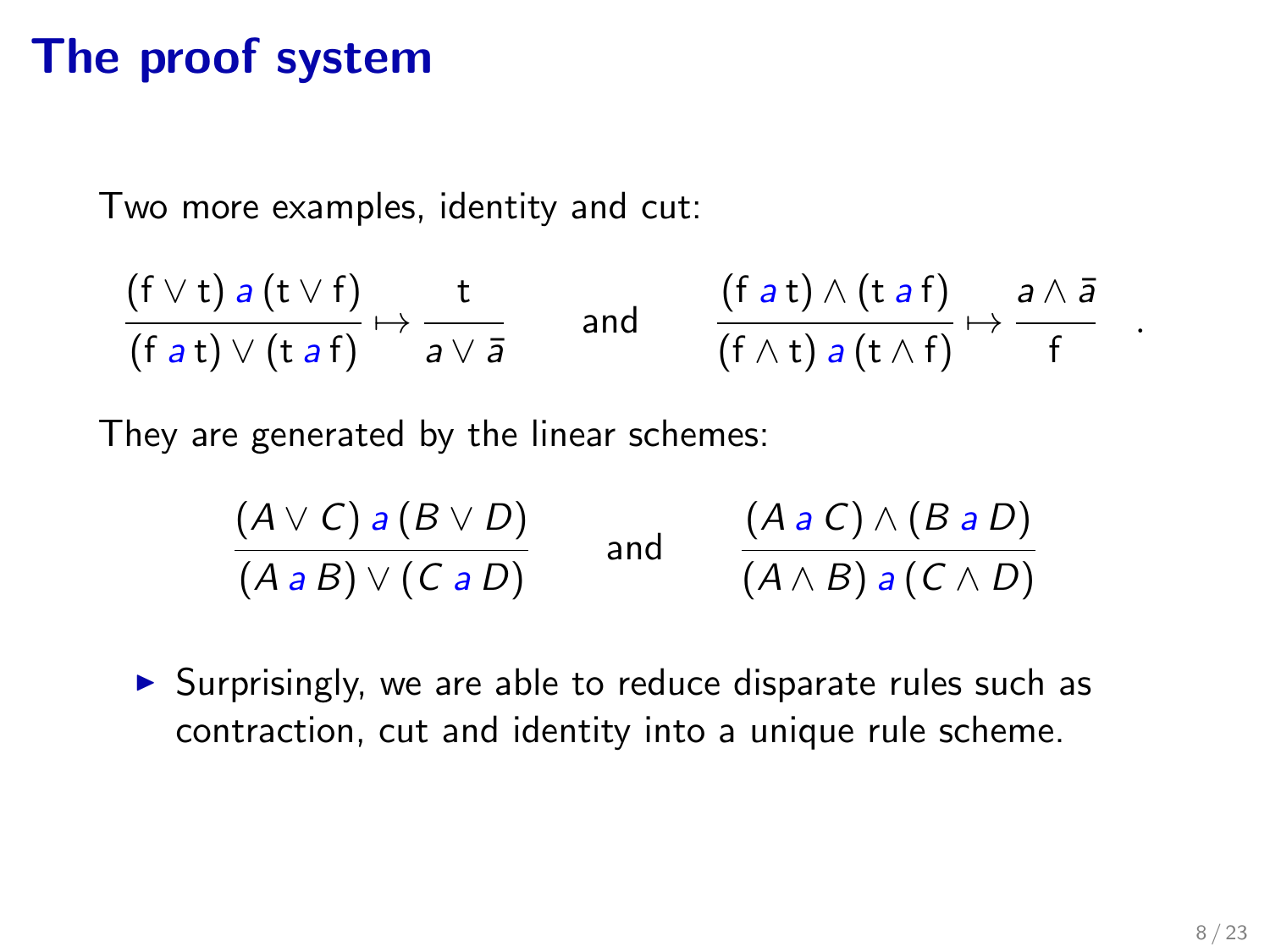# The proof system

Two more examples, identity and cut:

$$\frac{(\mathsf{f} \vee \mathsf{t})\ a\ (\mathsf{t} \vee \mathsf{f})}{(\mathsf{f}\ a\ \mathsf{t}) \vee (\mathsf{t}\ a\ \mathsf{f})} \mapsto \frac{\mathsf{t}}{a \vee \bar{a}} \qquad \text{and} \qquad \frac{(\mathsf{f}\ a\ \mathsf{t}) \wedge (\mathsf{t}\ a\ \mathsf{f})}{(\mathsf{f} \wedge \mathsf{t})\ a\ (\mathsf{t} \wedge \mathsf{f})} \mapsto \frac{a \wedge \bar{a}}{\mathsf{f}} \quad .$$

They are generated by the linear schemes:

$$\frac{(A \vee C)\ a\ (B \vee D)}{(A\ a\ B) \vee (C\ a\ D)} \qquad \text{and} \qquad \frac{(A\ a\ C) \wedge (B\ a\ D)}{(A \wedge B)\ a\ (C \wedge D)}$$

- Surprisingly, we are able to reduce disparate rules such as contraction, cut and identity into a unique rule scheme.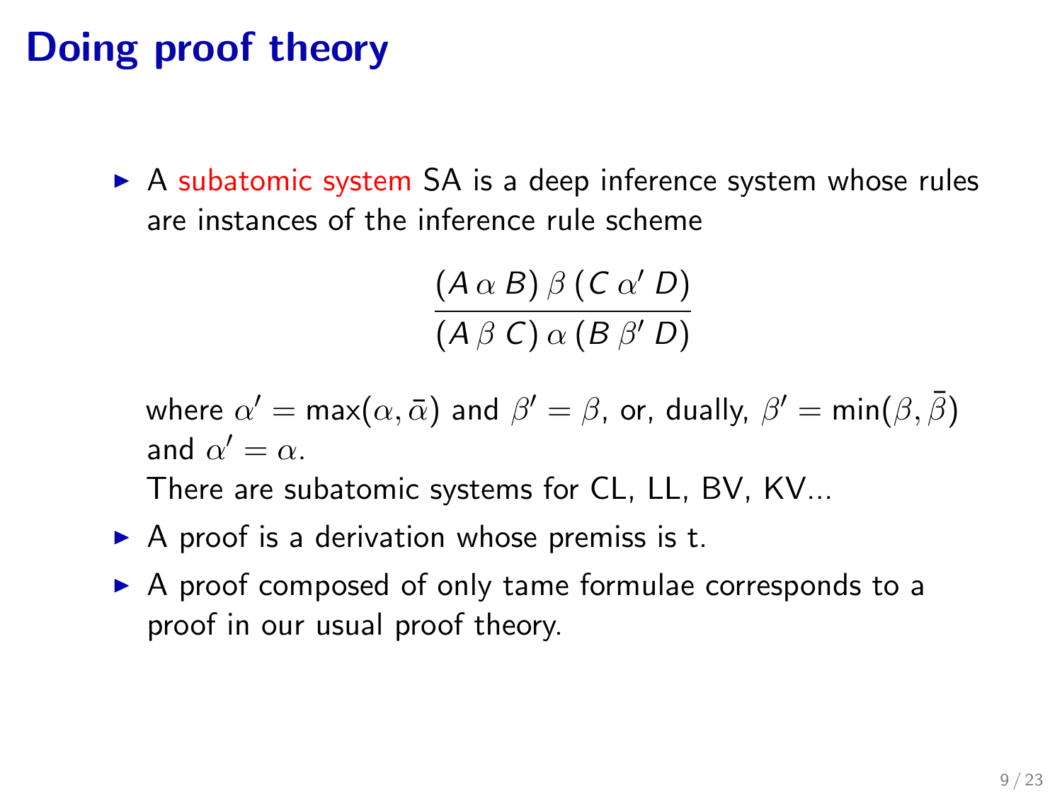# Doing proof theory

- A subatomic system SA is a deep inference system whose rules are instances of the inference rule scheme

$$\frac{(A \, \alpha \, B) \, \beta \, (C \, \alpha' \, D)}{(A \, \beta \, C) \, \alpha \, (B \, \beta' \, D)}$$

  where $\alpha' = \max(\alpha, \bar{\alpha})$ and $\beta' = \beta$, or, dually, $\beta' = \min(\beta, \bar{\beta})$ and $\alpha' = \alpha$.

  There are subatomic systems for CL, LL, BV, KV...

- A proof is a derivation whose premiss is t.
- A proof composed of only tame formulae corresponds to a proof in our usual proof theory.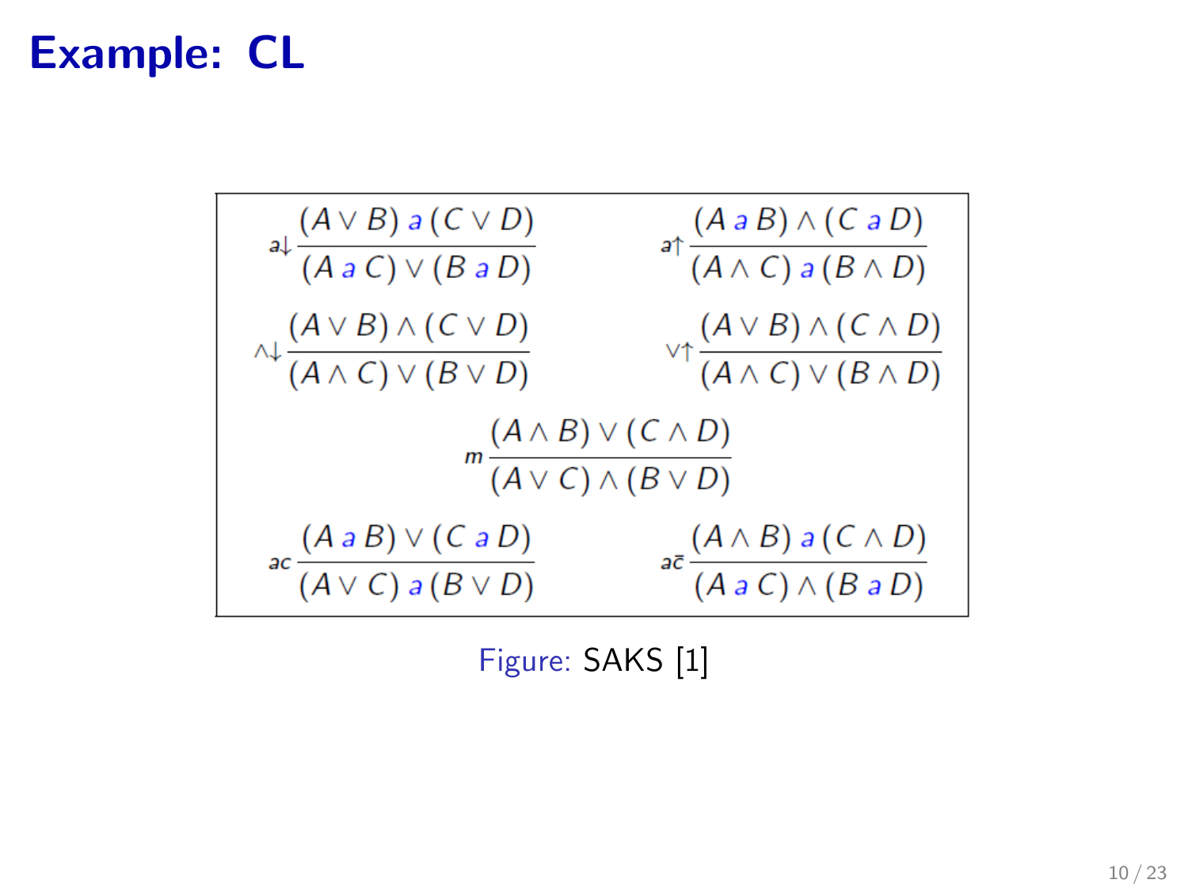# Example: CL

$$\mathsf{a}{\downarrow}\,\frac{(A \vee B)\ a\ (C \vee D)}{(A\ a\ C) \vee (B\ a\ D)} \qquad \mathsf{a}{\uparrow}\,\frac{(A\ a\ B) \wedge (C\ a\ D)}{(A \wedge C)\ a\ (B \wedge D)}$$

$$\wedge{\downarrow}\,\frac{(A \vee B) \wedge (C \vee D)}{(A \wedge C) \vee (B \vee D)} \qquad \vee{\uparrow}\,\frac{(A \vee B) \wedge (C \wedge D)}{(A \wedge C) \vee (B \wedge D)}$$

$$m\,\frac{(A \wedge B) \vee (C \wedge D)}{(A \vee C) \wedge (B \vee D)}$$

$$ac\,\frac{(A\ a\ B) \vee (C\ a\ D)}{(A \vee C)\ a\ (B \vee D)} \qquad a\bar{c}\,\frac{(A \wedge B)\ a\ (C \wedge D)}{(A\ a\ C) \wedge (B\ a\ D)}$$

Figure: SAKS [1]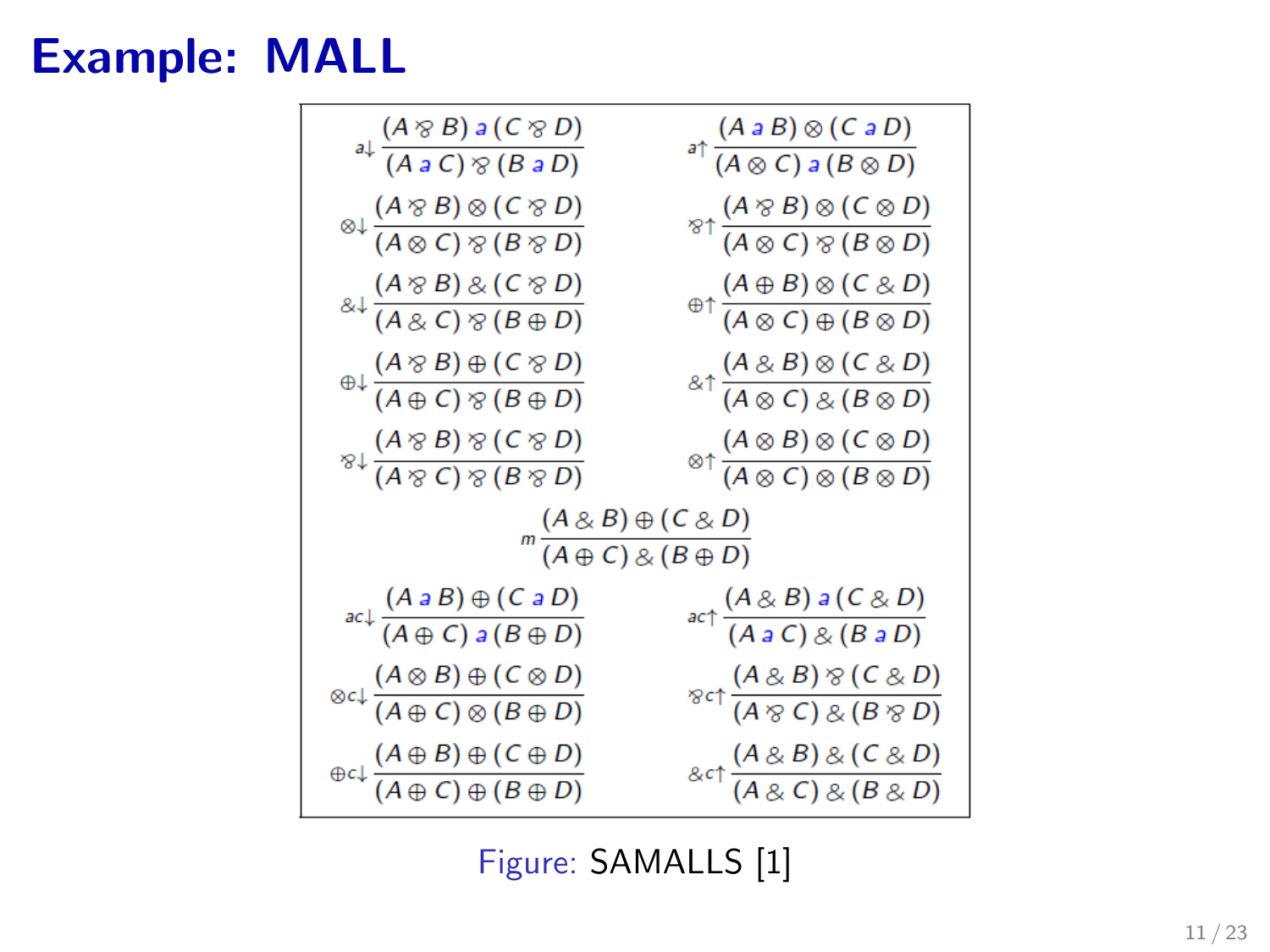# Example: MALL

$$\text{a}\!\downarrow \frac{(A \parr B) \, \text{a} \, (C \parr D)}{(A \, \text{a} \, C) \parr (B \, \text{a} \, D)} \qquad \text{a}\!\uparrow \frac{(A \, \text{a} \, B) \otimes (C \, \text{a} \, D)}{(A \otimes C) \, \text{a} \, (B \otimes D)}$$

$$\otimes\!\downarrow \frac{(A \parr B) \otimes (C \parr D)}{(A \otimes C) \parr (B \parr D)} \qquad \parr\!\uparrow \frac{(A \parr B) \otimes (C \otimes D)}{(A \otimes C) \parr (B \otimes D)}$$

$$\&\!\downarrow \frac{(A \parr B) \,\&\, (C \parr D)}{(A \,\&\, C) \parr (B \oplus D)} \qquad \oplus\!\uparrow \frac{(A \oplus B) \otimes (C \,\&\, D)}{(A \otimes C) \oplus (B \otimes D)}$$

$$\oplus\!\downarrow \frac{(A \parr B) \oplus (C \parr D)}{(A \oplus C) \parr (B \oplus D)} \qquad \&\!\uparrow \frac{(A \,\&\, B) \otimes (C \,\&\, D)}{(A \otimes C) \,\&\, (B \otimes D)}$$

$$\parr\!\downarrow \frac{(A \parr B) \parr (C \parr D)}{(A \parr C) \parr (B \parr D)} \qquad \otimes\!\uparrow \frac{(A \otimes B) \otimes (C \otimes D)}{(A \otimes C) \otimes (B \otimes D)}$$

$$m \frac{(A \,\&\, B) \oplus (C \,\&\, D)}{(A \oplus C) \,\&\, (B \oplus D)}$$

$$\text{ac}\!\downarrow \frac{(A \, \text{a} \, B) \oplus (C \, \text{a} \, D)}{(A \oplus C) \, \text{a} \, (B \oplus D)} \qquad \text{ac}\!\uparrow \frac{(A \,\&\, B) \, \text{a} \, (C \,\&\, D)}{(A \, \text{a} \, C) \,\&\, (B \, \text{a} \, D)}$$

$$\otimes\text{c}\!\downarrow \frac{(A \otimes B) \oplus (C \otimes D)}{(A \oplus C) \otimes (B \oplus D)} \qquad \parr\text{c}\!\uparrow \frac{(A \,\&\, B) \parr (C \,\&\, D)}{(A \parr C) \,\&\, (B \parr D)}$$

$$\oplus\text{c}\!\downarrow \frac{(A \oplus B) \oplus (C \oplus D)}{(A \oplus C) \oplus (B \oplus D)} \qquad \&\text{c}\!\uparrow \frac{(A \,\&\, B) \,\&\, (C \,\&\, D)}{(A \,\&\, C) \,\&\, (B \,\&\, D)}$$

Figure: SAMALLS [1]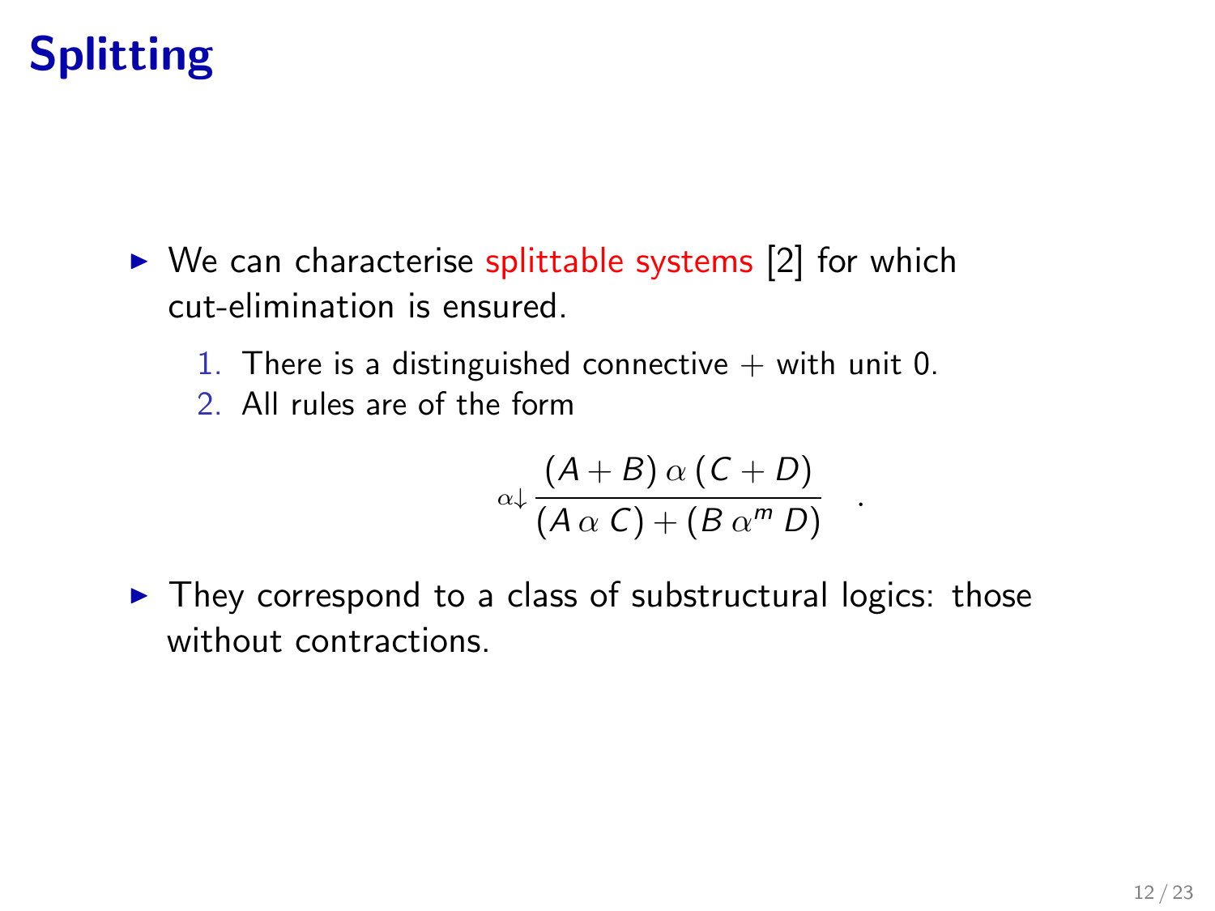# Splitting

- We can characterise splittable systems [2] for which cut-elimination is ensured.
  1. There is a distinguished connective $+$ with unit 0.
  2. All rules are of the form

$$\alpha\downarrow \frac{(A + B)\,\alpha\,(C + D)}{(A\,\alpha\,C) + (B\,\alpha^m\,D)} \quad .$$

- They correspond to a class of substructural logics: those without contractions.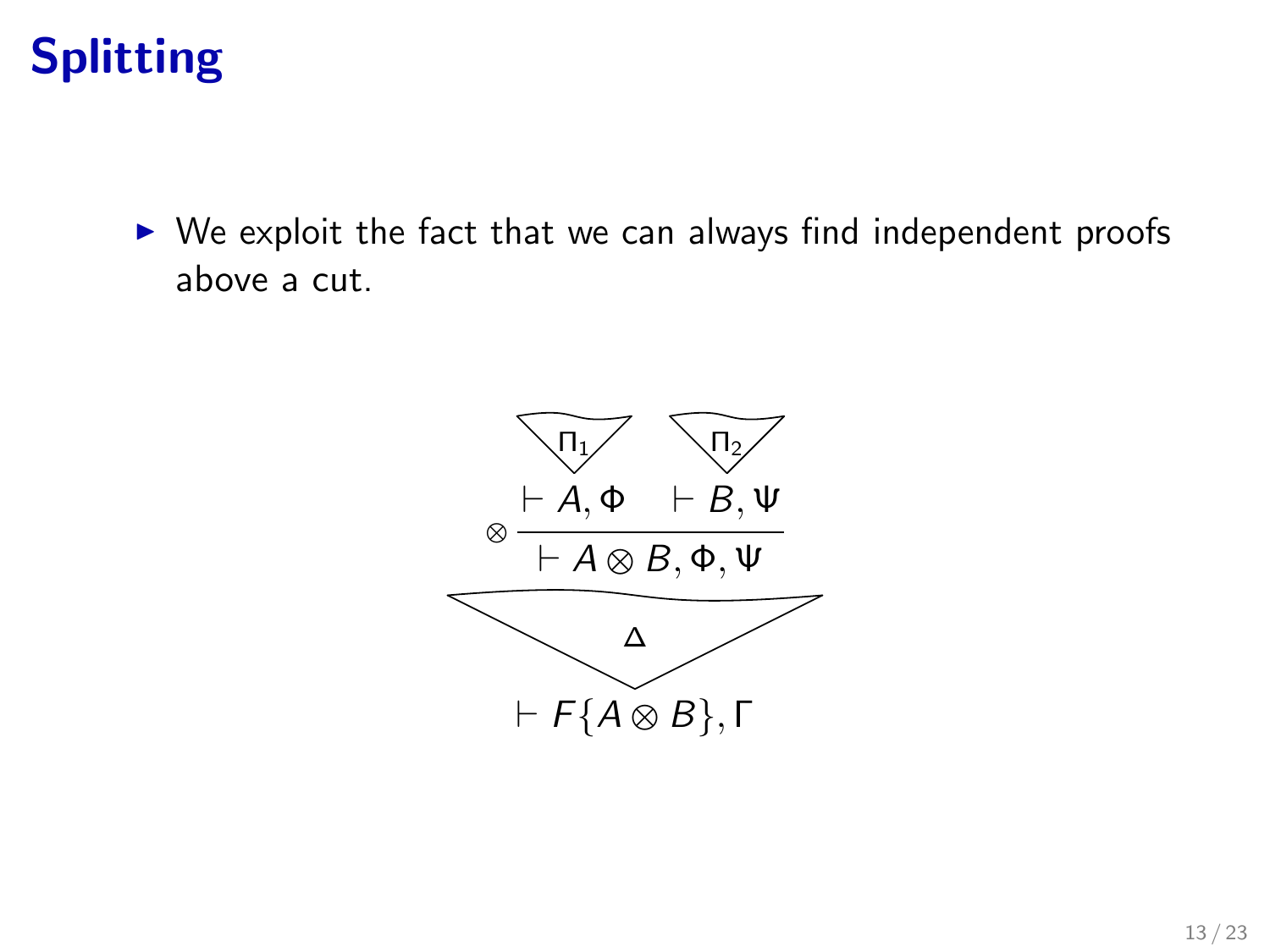# Splitting

- We exploit the fact that we can always find independent proofs above a cut.

$$
\dfrac{\overset{\Pi_1}{\vdash A, \Phi} \quad \overset{\Pi_2}{\vdash B, \Psi}}{\vdash A \otimes B, \Phi, \Psi}\otimes
$$

$$
\Delta
$$

$$
\vdash F\{A \otimes B\}, \Gamma
$$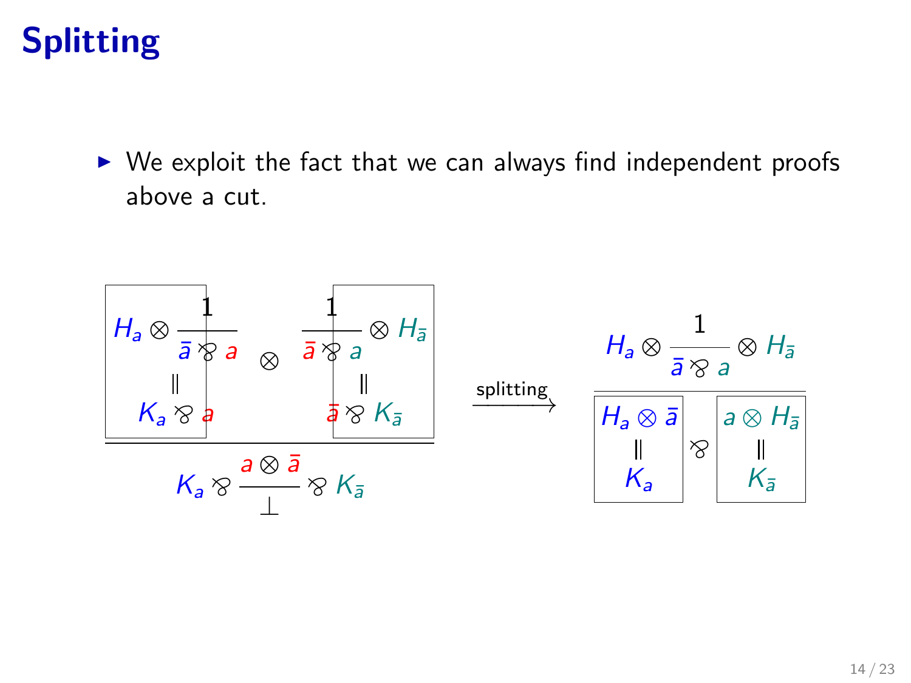# Splitting

- We exploit the fact that we can always find independent proofs above a cut.

$$
\dfrac{
\boxed{\begin{array}{c} H_a \otimes \dfrac{1}{\bar{a} \parr a} \\ \| \\ K_a \parr a \end{array}}
\quad \otimes \quad
\boxed{\begin{array}{c} \dfrac{1}{\bar{a} \parr a} \otimes H_{\bar{a}} \\ \| \\ \bar{a} \parr K_{\bar{a}} \end{array}}
}{
K_a \parr \dfrac{a \otimes \bar{a}}{\bot} \parr K_{\bar{a}}
}
\quad \xrightarrow{\text{splitting}} \quad
\dfrac{
H_a \otimes \dfrac{1}{\bar{a} \parr a} \otimes H_{\bar{a}}
}{
\boxed{\begin{array}{c} H_a \otimes \bar{a} \\ \| \\ K_a \end{array}}
\parr
\boxed{\begin{array}{c} a \otimes H_{\bar{a}} \\ \| \\ K_{\bar{a}} \end{array}}
}
$$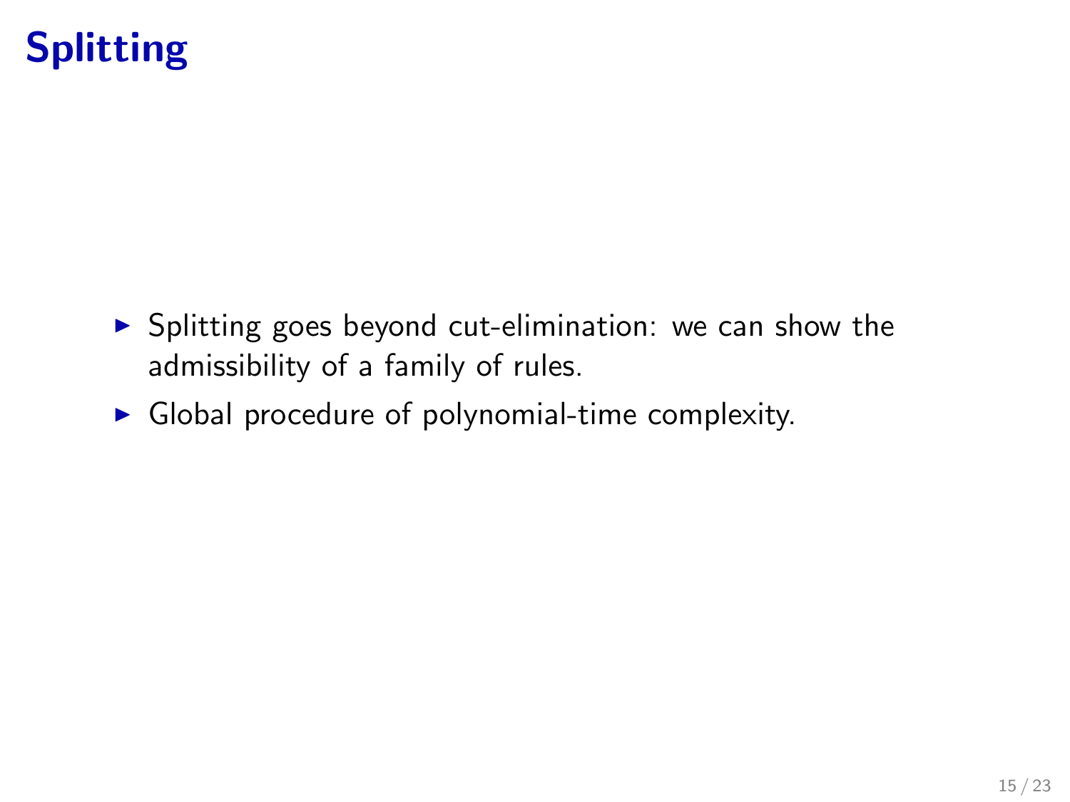# Splitting

- Splitting goes beyond cut-elimination: we can show the admissibility of a family of rules.
- Global procedure of polynomial-time complexity.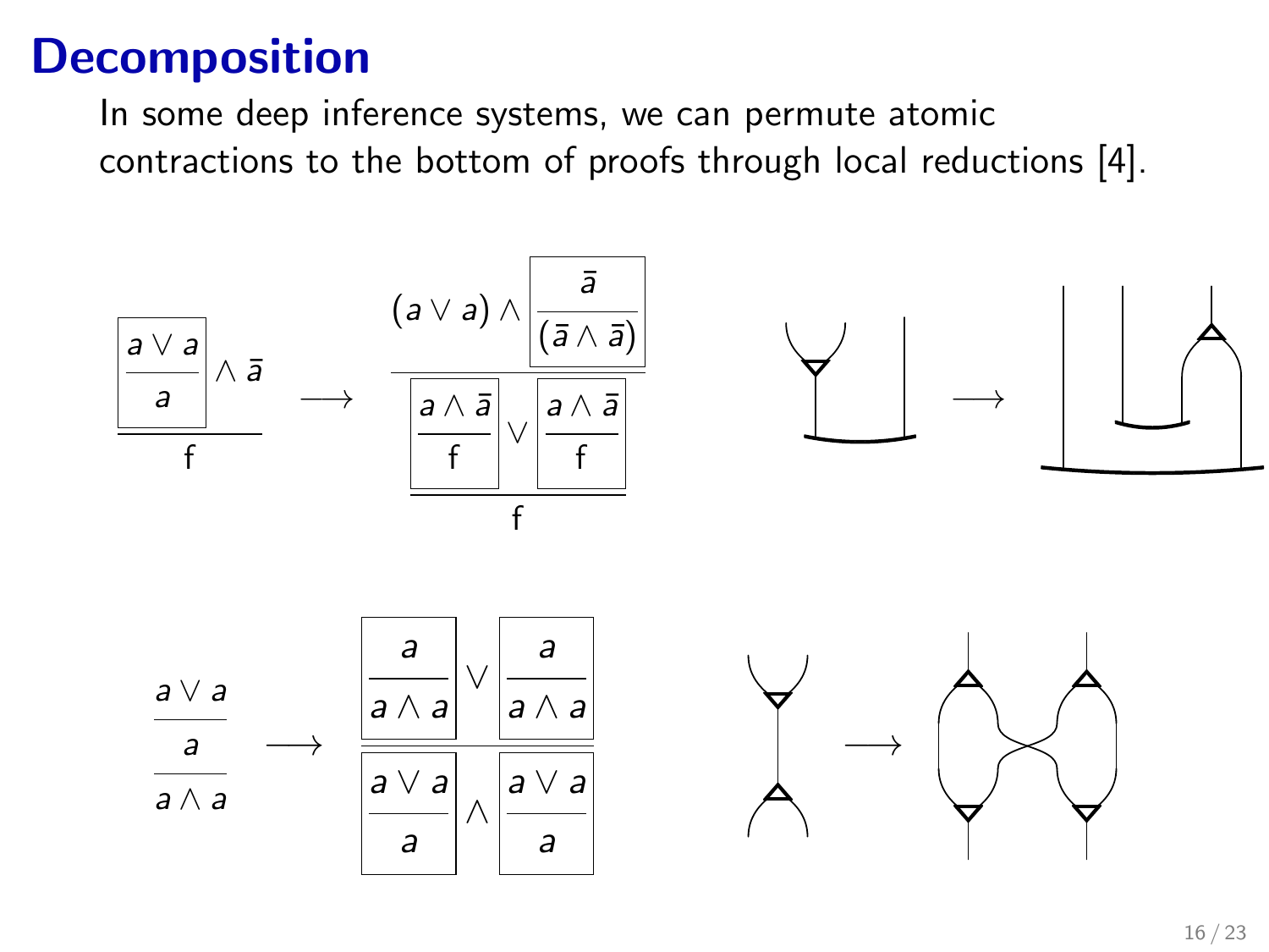# Decomposition

In some deep inference systems, we can permute atomic contractions to the bottom of proofs through local reductions [4].

$$
\dfrac{\boxed{\dfrac{a \vee a}{a}} \wedge \bar{a}}{\mathsf{f}}
\quad\longrightarrow\quad
\dfrac{(a \vee a) \wedge \boxed{\dfrac{\bar{a}}{(\bar{a} \wedge \bar{a})}}}{\dfrac{\boxed{\dfrac{a \wedge \bar{a}}{\mathsf{f}}} \vee \boxed{\dfrac{a \wedge \bar{a}}{\mathsf{f}}}}{\mathsf{f}}}
$$

$$
\dfrac{\dfrac{a \vee a}{a}}{a \wedge a}
\quad\longrightarrow\quad
\dfrac{\boxed{\dfrac{a}{a \wedge a}} \vee \boxed{\dfrac{a}{a \wedge a}}}{\boxed{\dfrac{a \vee a}{a}} \wedge \boxed{\dfrac{a \vee a}{a}}}
$$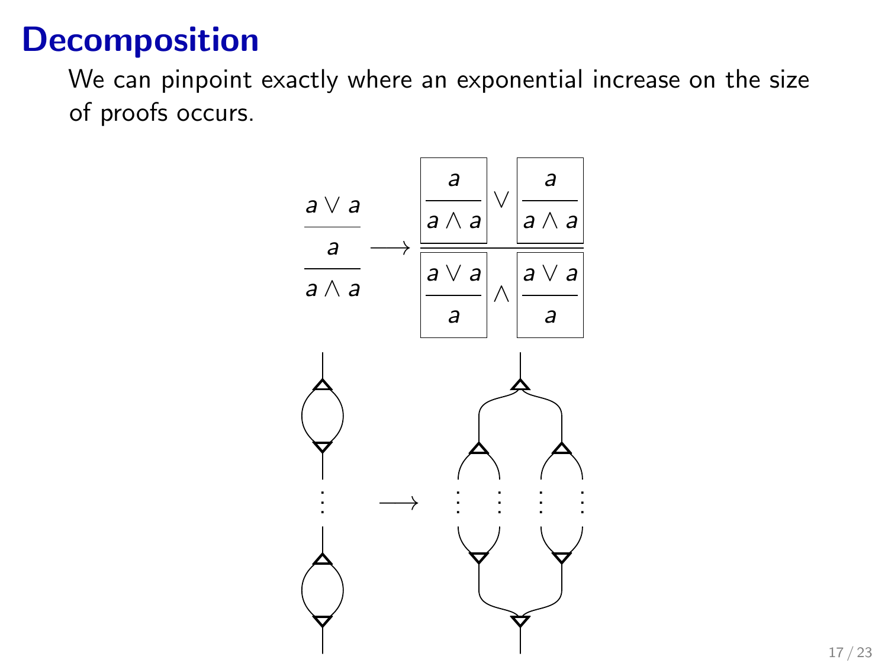# Decomposition

We can pinpoint exactly where an exponential increase on the size of proofs occurs.

$$\dfrac{\dfrac{a \vee a}{a}}{a \wedge a} \longrightarrow \dfrac{\boxed{\dfrac{a}{a \wedge a}} \vee \boxed{\dfrac{a}{a \wedge a}}}{\boxed{\dfrac{a \vee a}{a}} \wedge \boxed{\dfrac{a \vee a}{a}}}$$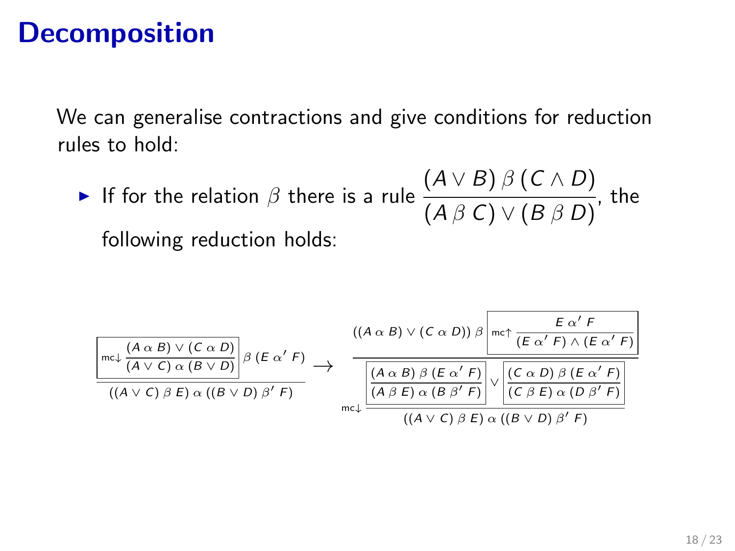# Decomposition

We can generalise contractions and give conditions for reduction rules to hold:

- If for the relation $\beta$ there is a rule $\dfrac{(A \vee B)\, \beta\, (C \wedge D)}{(A\, \beta\, C) \vee (B\, \beta\, D)}$, the following reduction holds:

$$
\dfrac{\boxed{\mathsf{mc}\!\downarrow \dfrac{(A\ \alpha\ B) \vee (C\ \alpha\ D)}{(A \vee C)\ \alpha\ (B \vee D)}}\ \beta\ (E\ \alpha'\ F)}{((A \vee C)\ \beta\ E)\ \alpha\ ((B \vee D)\ \beta'\ F)}
\longrightarrow
\mathsf{mc}\!\downarrow \dfrac{((A\ \alpha\ B) \vee (C\ \alpha\ D))\ \beta\ \boxed{\mathsf{mc}\!\uparrow \dfrac{E\ \alpha'\ F}{(E\ \alpha'\ F) \wedge (E\ \alpha'\ F)}}}{\dfrac{\boxed{\dfrac{(A\ \alpha\ B)\ \beta\ (E\ \alpha'\ F)}{(A\ \beta\ E)\ \alpha\ (B\ \beta'\ F)}} \vee \boxed{\dfrac{(C\ \alpha\ D)\ \beta\ (E\ \alpha'\ F)}{(C\ \beta\ E)\ \alpha\ (D\ \beta'\ F)}}}{((A \vee C)\ \beta\ E)\ \alpha\ ((B \vee D)\ \beta'\ F)}}
$$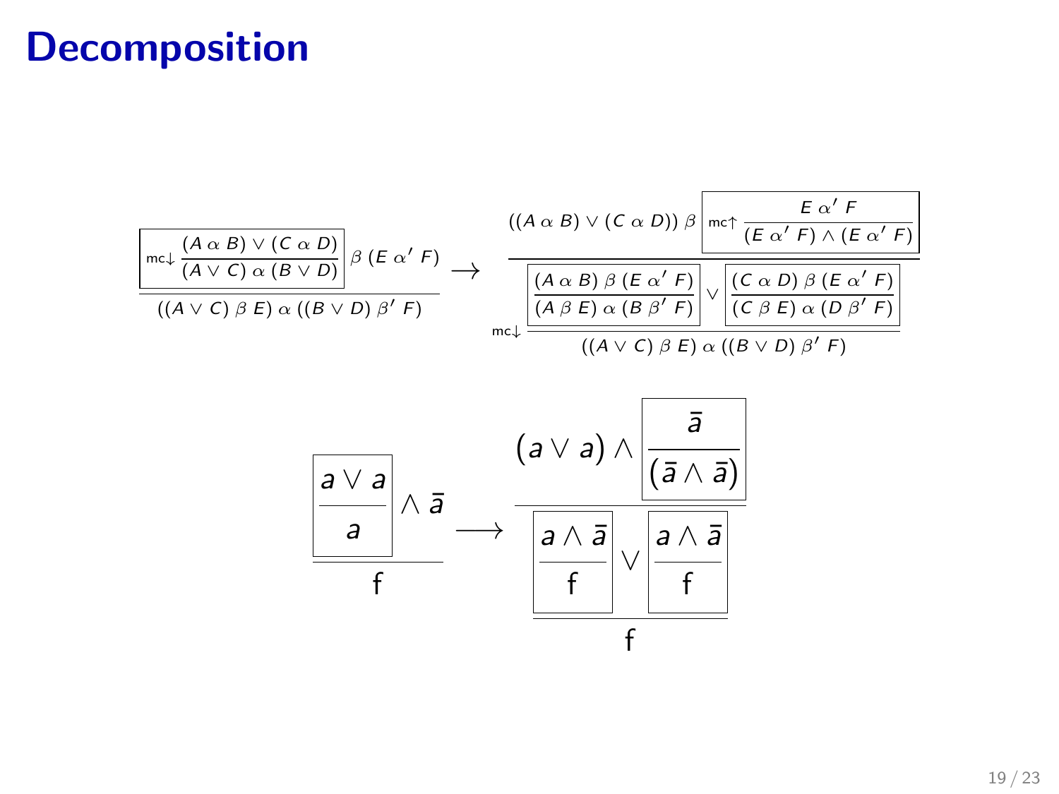# Decomposition

$$
\dfrac{\boxed{\text{mc}{\downarrow}\,\dfrac{(A \;\alpha\; B) \vee (C \;\alpha\; D)}{(A \vee C) \;\alpha\; (B \vee D)}} \;\beta\; (E \;\alpha'\; F)}{((A \vee C) \;\beta\; E) \;\alpha\; ((B \vee D) \;\beta'\; F)}
\;\longrightarrow\;
\dfrac{((A \;\alpha\; B) \vee (C \;\alpha\; D)) \;\beta\; \boxed{\text{mc}{\uparrow}\,\dfrac{E \;\alpha'\; F}{(E \;\alpha'\; F) \wedge (E \;\alpha'\; F)}}}{\text{mc}{\downarrow}\,\dfrac{\boxed{\dfrac{(A \;\alpha\; B) \;\beta\; (E \;\alpha'\; F)}{(A \;\beta\; E) \;\alpha\; (B \;\beta'\; F)}} \vee \boxed{\dfrac{(C \;\alpha\; D) \;\beta\; (E \;\alpha'\; F)}{(C \;\beta\; E) \;\alpha\; (D \;\beta'\; F)}}}{((A \vee C) \;\beta\; E) \;\alpha\; ((B \vee D) \;\beta'\; F)}}
$$

$$
\dfrac{\boxed{\dfrac{a \vee a}{a}} \wedge \bar{a}}{\mathsf{f}}
\;\longrightarrow\;
\dfrac{(a \vee a) \wedge \boxed{\dfrac{\bar{a}}{(\bar{a} \wedge \bar{a})}}}{\dfrac{\boxed{\dfrac{a \wedge \bar{a}}{\mathsf{f}}} \vee \boxed{\dfrac{a \wedge \bar{a}}{\mathsf{f}}}}{\mathsf{f}}}
$$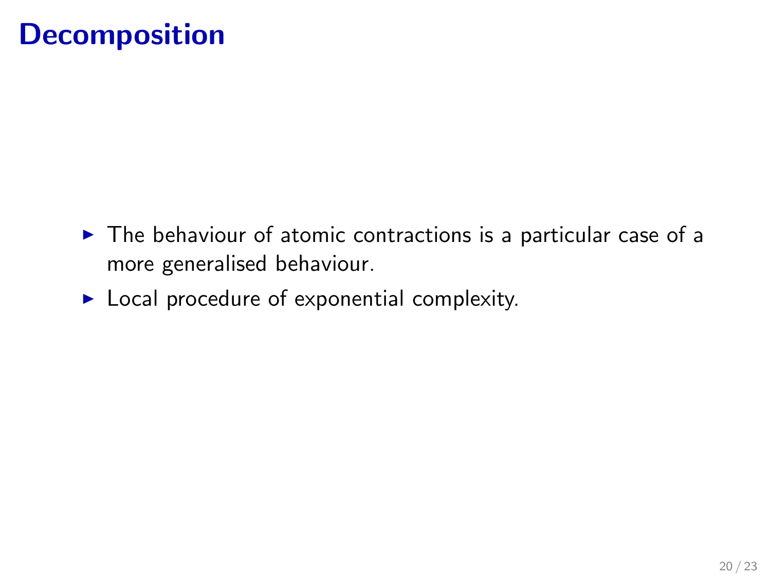# Decomposition

- The behaviour of atomic contractions is a particular case of a more generalised behaviour.
- Local procedure of exponential complexity.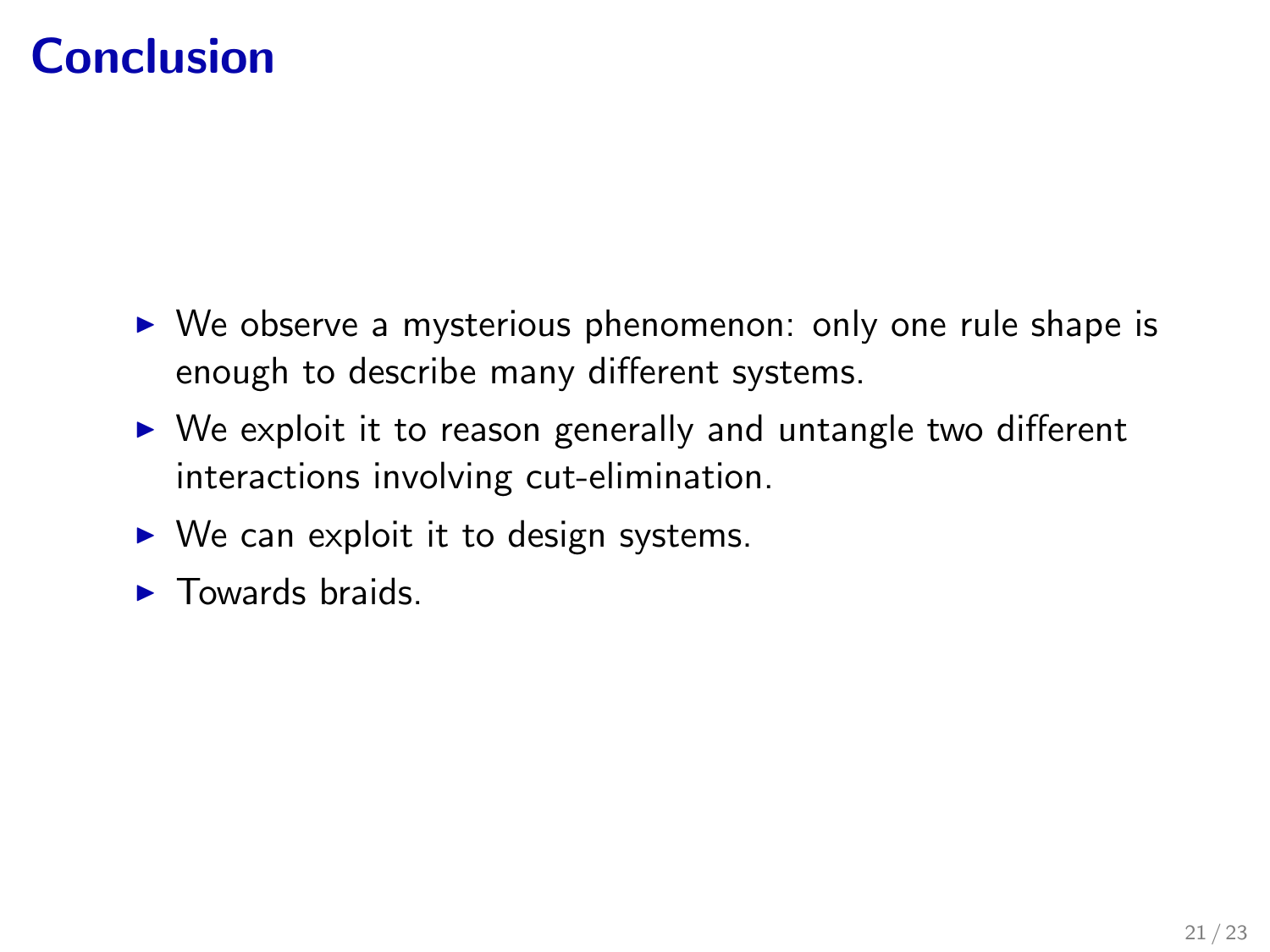# Conclusion

- We observe a mysterious phenomenon: only one rule shape is enough to describe many different systems.
- We exploit it to reason generally and untangle two different interactions involving cut-elimination.
- We can exploit it to design systems.
- Towards braids.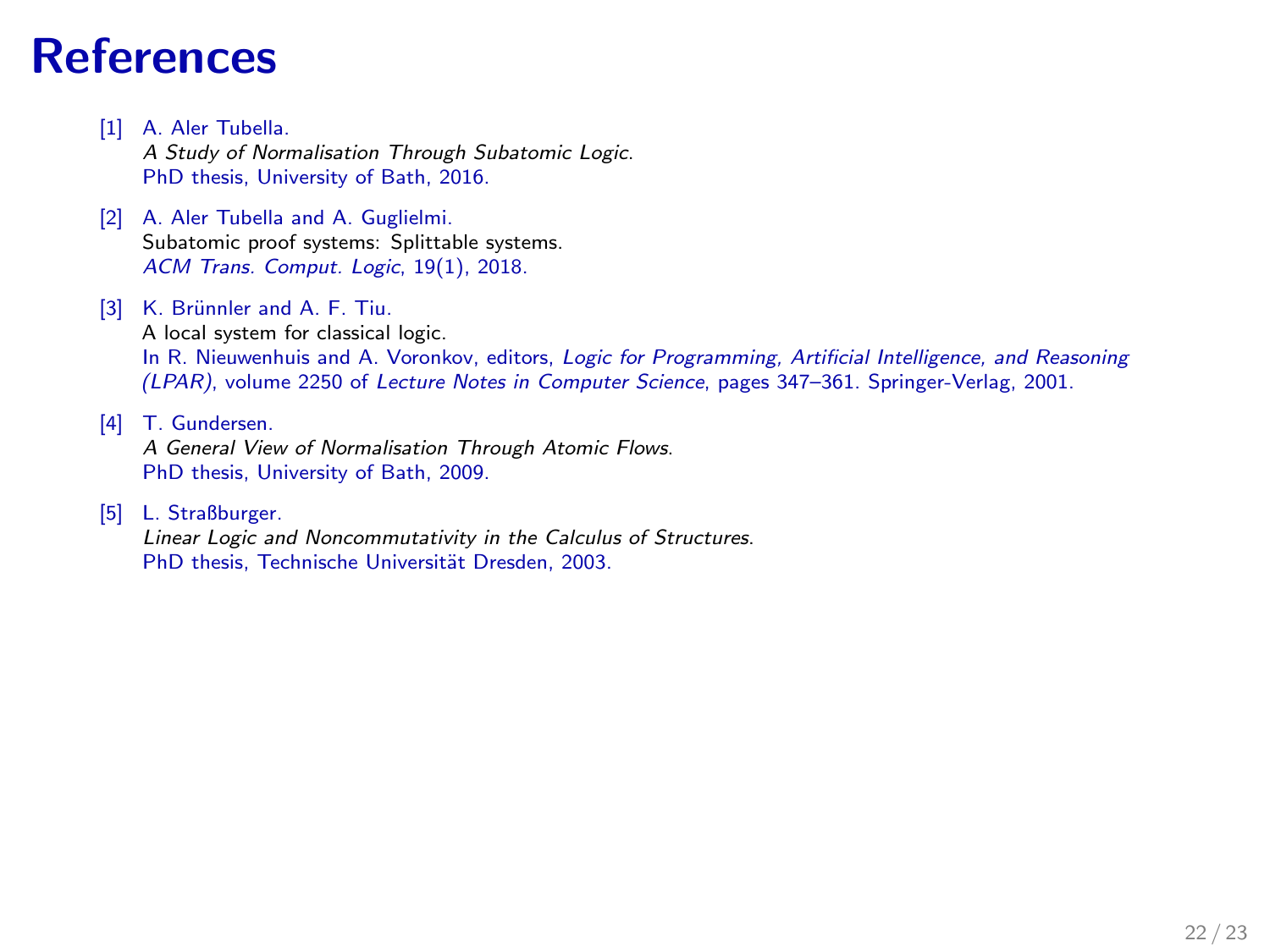# References

[1] A. Aler Tubella.
*A Study of Normalisation Through Subatomic Logic*.
PhD thesis, University of Bath, 2016.

[2] A. Aler Tubella and A. Guglielmi.
Subatomic proof systems: Splittable systems.
*ACM Trans. Comput. Logic*, 19(1), 2018.

[3] K. Brünnler and A. F. Tiu.
A local system for classical logic.
In R. Nieuwenhuis and A. Voronkov, editors, *Logic for Programming, Artificial Intelligence, and Reasoning (LPAR)*, volume 2250 of *Lecture Notes in Computer Science*, pages 347–361. Springer-Verlag, 2001.

[4] T. Gundersen.
*A General View of Normalisation Through Atomic Flows*.
PhD thesis, University of Bath, 2009.

[5] L. Straßburger.
*Linear Logic and Noncommutativity in the Calculus of Structures*.
PhD thesis, Technische Universität Dresden, 2003.